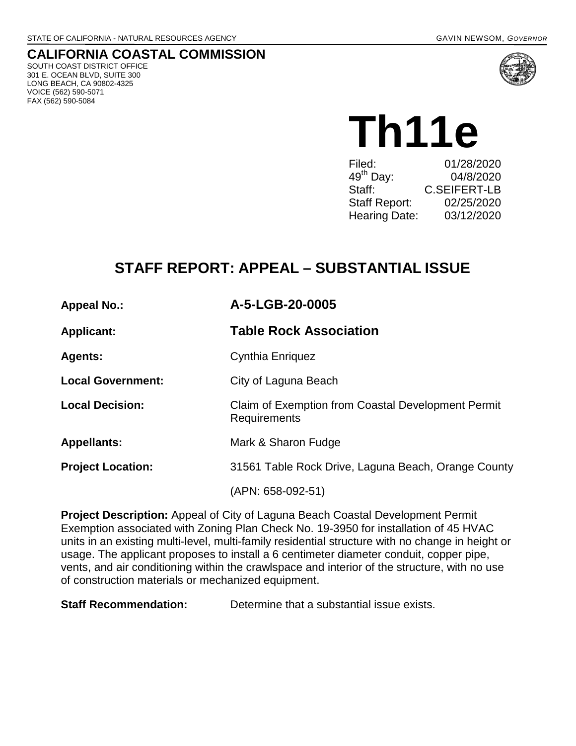STATE OF CALIFORNIA - NATURAL RESOURCES AGENCY GAVIN NEWSOM, *GOVERNOR*

**CALIFORNIA COASTAL COMMISSION**
SOUTH COAST DISTRICT OFFICE
301 E. OCEAN BLVD, SUITE 300
LONG BEACH, CA 90802-4325
VOICE (562) 590-5071
FAX (562) 590-5084

# Th11e

| | |
|---|---|
| Filed: | 01/28/2020 |
| 49th Day: | 04/8/2020 |
| Staff: | C.SEIFERT-LB |
| Staff Report: | 02/25/2020 |
| Hearing Date: | 03/12/2020 |

## STAFF REPORT: APPEAL – SUBSTANTIAL ISSUE

| | |
|---|---|
| **Appeal No.:** | **A-5-LGB-20-0005** |
| **Applicant:** | **Table Rock Association** |
| **Agents:** | Cynthia Enriquez |
| **Local Government:** | City of Laguna Beach |
| **Local Decision:** | Claim of Exemption from Coastal Development Permit Requirements |
| **Appellants:** | Mark & Sharon Fudge |
| **Project Location:** | 31561 Table Rock Drive, Laguna Beach, Orange County (APN: 658-092-51) |

**Project Description:** Appeal of City of Laguna Beach Coastal Development Permit Exemption associated with Zoning Plan Check No. 19-3950 for installation of 45 HVAC units in an existing multi-level, multi-family residential structure with no change in height or usage. The applicant proposes to install a 6 centimeter diameter conduit, copper pipe, vents, and air conditioning within the crawlspace and interior of the structure, with no use of construction materials or mechanized equipment.

**Staff Recommendation:** Determine that a substantial issue exists.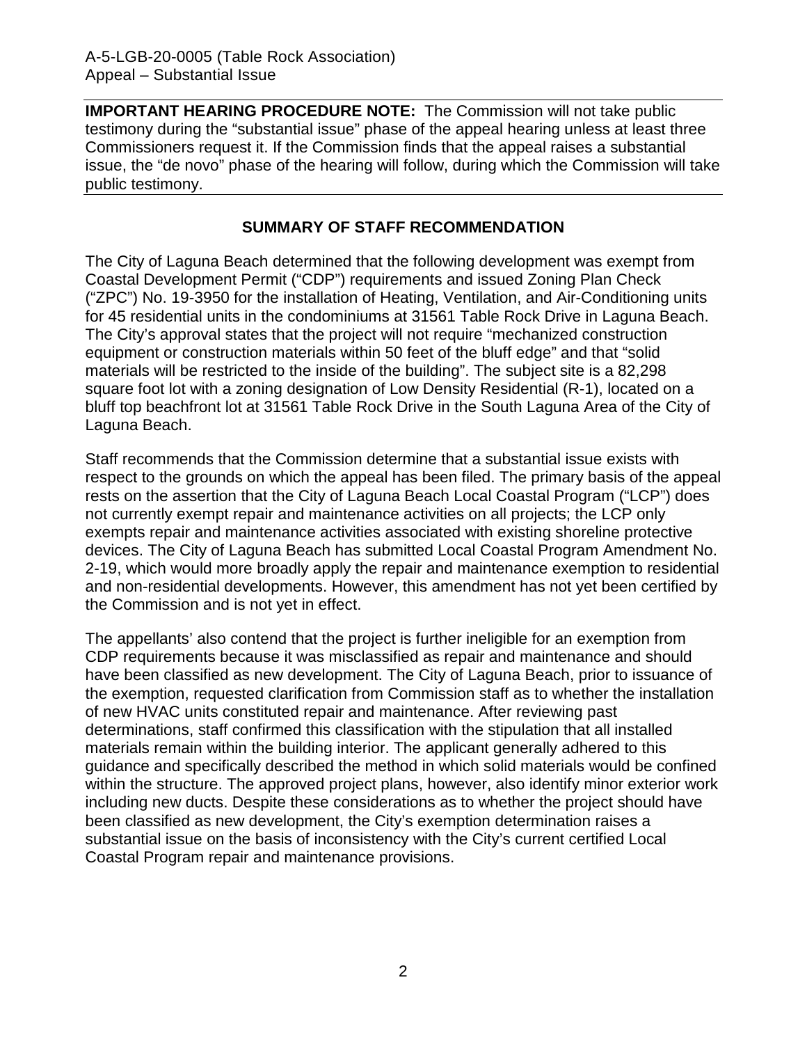**IMPORTANT HEARING PROCEDURE NOTE:** The Commission will not take public testimony during the "substantial issue" phase of the appeal hearing unless at least three Commissioners request it. If the Commission finds that the appeal raises a substantial issue, the "de novo" phase of the hearing will follow, during which the Commission will take public testimony.

## SUMMARY OF STAFF RECOMMENDATION

The City of Laguna Beach determined that the following development was exempt from Coastal Development Permit ("CDP") requirements and issued Zoning Plan Check ("ZPC") No. 19-3950 for the installation of Heating, Ventilation, and Air-Conditioning units for 45 residential units in the condominiums at 31561 Table Rock Drive in Laguna Beach. The City's approval states that the project will not require "mechanized construction equipment or construction materials within 50 feet of the bluff edge" and that "solid materials will be restricted to the inside of the building". The subject site is a 82,298 square foot lot with a zoning designation of Low Density Residential (R-1), located on a bluff top beachfront lot at 31561 Table Rock Drive in the South Laguna Area of the City of Laguna Beach.

Staff recommends that the Commission determine that a substantial issue exists with respect to the grounds on which the appeal has been filed. The primary basis of the appeal rests on the assertion that the City of Laguna Beach Local Coastal Program ("LCP") does not currently exempt repair and maintenance activities on all projects; the LCP only exempts repair and maintenance activities associated with existing shoreline protective devices. The City of Laguna Beach has submitted Local Coastal Program Amendment No. 2-19, which would more broadly apply the repair and maintenance exemption to residential and non-residential developments. However, this amendment has not yet been certified by the Commission and is not yet in effect.

The appellants' also contend that the project is further ineligible for an exemption from CDP requirements because it was misclassified as repair and maintenance and should have been classified as new development. The City of Laguna Beach, prior to issuance of the exemption, requested clarification from Commission staff as to whether the installation of new HVAC units constituted repair and maintenance. After reviewing past determinations, staff confirmed this classification with the stipulation that all installed materials remain within the building interior. The applicant generally adhered to this guidance and specifically described the method in which solid materials would be confined within the structure. The approved project plans, however, also identify minor exterior work including new ducts. Despite these considerations as to whether the project should have been classified as new development, the City's exemption determination raises a substantial issue on the basis of inconsistency with the City's current certified Local Coastal Program repair and maintenance provisions.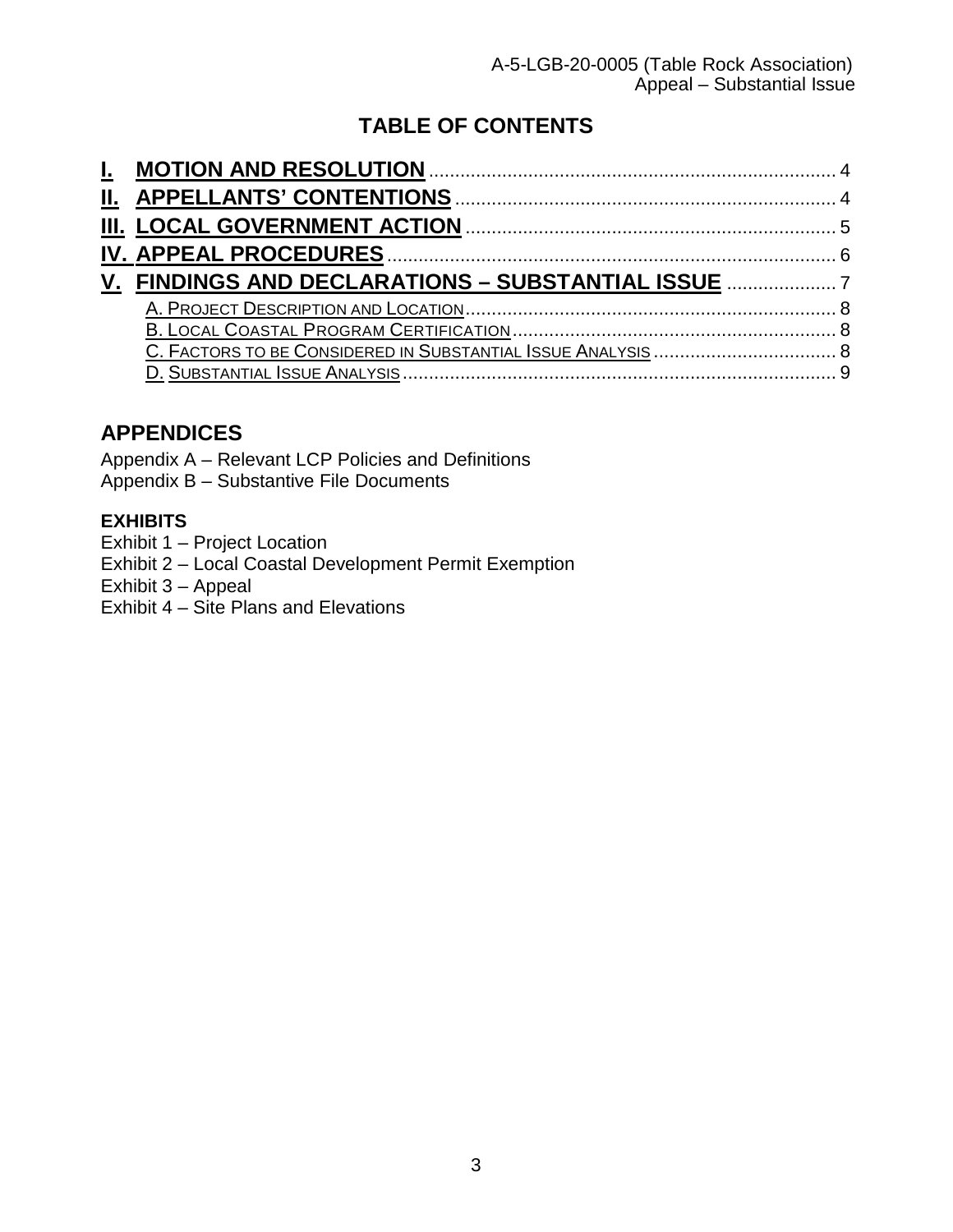# TABLE OF CONTENTS

- **I. MOTION AND RESOLUTION** ..... 4
- **II. APPELLANTS' CONTENTIONS** ..... 4
- **III. LOCAL GOVERNMENT ACTION** ..... 5
- **IV. APPEAL PROCEDURES** ..... 6
- **V. FINDINGS AND DECLARATIONS – SUBSTANTIAL ISSUE** ..... 7
  - A. PROJECT DESCRIPTION AND LOCATION ..... 8
  - B. LOCAL COASTAL PROGRAM CERTIFICATION ..... 8
  - C. FACTORS TO BE CONSIDERED IN SUBSTANTIAL ISSUE ANALYSIS ..... 8
  - D. SUBSTANTIAL ISSUE ANALYSIS ..... 9

## APPENDICES

Appendix A – Relevant LCP Policies and Definitions
Appendix B – Substantive File Documents

**EXHIBITS**

Exhibit 1 – Project Location
Exhibit 2 – Local Coastal Development Permit Exemption
Exhibit 3 – Appeal
Exhibit 4 – Site Plans and Elevations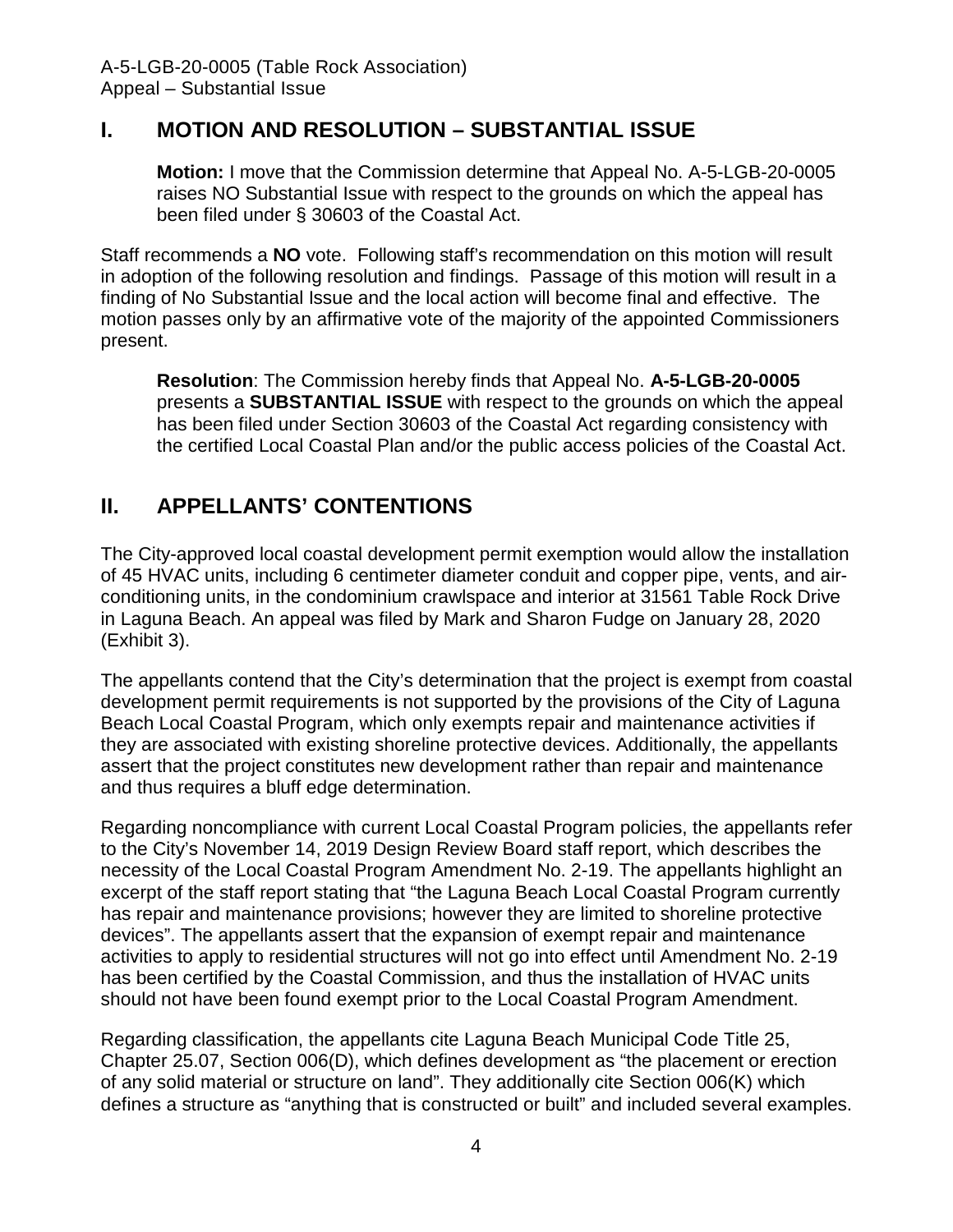## I. MOTION AND RESOLUTION – SUBSTANTIAL ISSUE

**Motion:** I move that the Commission determine that Appeal No. A-5-LGB-20-0005 raises NO Substantial Issue with respect to the grounds on which the appeal has been filed under § 30603 of the Coastal Act.

Staff recommends a **NO** vote. Following staff's recommendation on this motion will result in adoption of the following resolution and findings. Passage of this motion will result in a finding of No Substantial Issue and the local action will become final and effective. The motion passes only by an affirmative vote of the majority of the appointed Commissioners present.

**Resolution**: The Commission hereby finds that Appeal No. **A-5-LGB-20-0005** presents a **SUBSTANTIAL ISSUE** with respect to the grounds on which the appeal has been filed under Section 30603 of the Coastal Act regarding consistency with the certified Local Coastal Plan and/or the public access policies of the Coastal Act.

## II. APPELLANTS' CONTENTIONS

The City-approved local coastal development permit exemption would allow the installation of 45 HVAC units, including 6 centimeter diameter conduit and copper pipe, vents, and air-conditioning units, in the condominium crawlspace and interior at 31561 Table Rock Drive in Laguna Beach. An appeal was filed by Mark and Sharon Fudge on January 28, 2020 (Exhibit 3).

The appellants contend that the City's determination that the project is exempt from coastal development permit requirements is not supported by the provisions of the City of Laguna Beach Local Coastal Program, which only exempts repair and maintenance activities if they are associated with existing shoreline protective devices. Additionally, the appellants assert that the project constitutes new development rather than repair and maintenance and thus requires a bluff edge determination.

Regarding noncompliance with current Local Coastal Program policies, the appellants refer to the City's November 14, 2019 Design Review Board staff report, which describes the necessity of the Local Coastal Program Amendment No. 2-19. The appellants highlight an excerpt of the staff report stating that "the Laguna Beach Local Coastal Program currently has repair and maintenance provisions; however they are limited to shoreline protective devices". The appellants assert that the expansion of exempt repair and maintenance activities to apply to residential structures will not go into effect until Amendment No. 2-19 has been certified by the Coastal Commission, and thus the installation of HVAC units should not have been found exempt prior to the Local Coastal Program Amendment.

Regarding classification, the appellants cite Laguna Beach Municipal Code Title 25, Chapter 25.07, Section 006(D), which defines development as "the placement or erection of any solid material or structure on land". They additionally cite Section 006(K) which defines a structure as "anything that is constructed or built" and included several examples.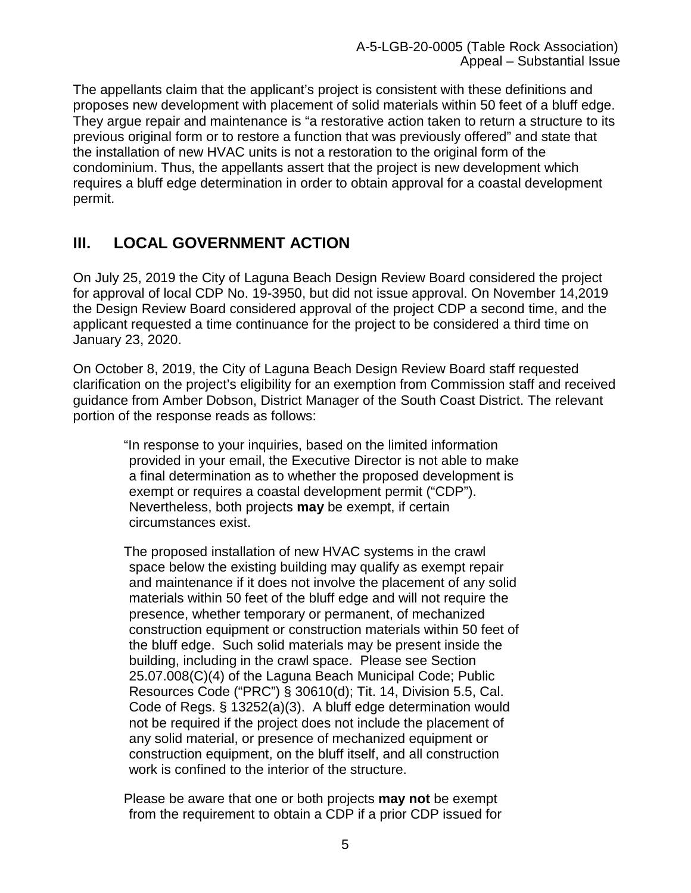The appellants claim that the applicant's project is consistent with these definitions and proposes new development with placement of solid materials within 50 feet of a bluff edge. They argue repair and maintenance is "a restorative action taken to return a structure to its previous original form or to restore a function that was previously offered" and state that the installation of new HVAC units is not a restoration to the original form of the condominium. Thus, the appellants assert that the project is new development which requires a bluff edge determination in order to obtain approval for a coastal development permit.

## III. LOCAL GOVERNMENT ACTION

On July 25, 2019 the City of Laguna Beach Design Review Board considered the project for approval of local CDP No. 19-3950, but did not issue approval. On November 14,2019 the Design Review Board considered approval of the project CDP a second time, and the applicant requested a time continuance for the project to be considered a third time on January 23, 2020.

On October 8, 2019, the City of Laguna Beach Design Review Board staff requested clarification on the project's eligibility for an exemption from Commission staff and received guidance from Amber Dobson, District Manager of the South Coast District. The relevant portion of the response reads as follows:

> "In response to your inquiries, based on the limited information provided in your email, the Executive Director is not able to make a final determination as to whether the proposed development is exempt or requires a coastal development permit ("CDP"). Nevertheless, both projects **may** be exempt, if certain circumstances exist.
>
> The proposed installation of new HVAC systems in the crawl space below the existing building may qualify as exempt repair and maintenance if it does not involve the placement of any solid materials within 50 feet of the bluff edge and will not require the presence, whether temporary or permanent, of mechanized construction equipment or construction materials within 50 feet of the bluff edge. Such solid materials may be present inside the building, including in the crawl space. Please see Section 25.07.008(C)(4) of the Laguna Beach Municipal Code; Public Resources Code ("PRC") § 30610(d); Tit. 14, Division 5.5, Cal. Code of Regs. § 13252(a)(3). A bluff edge determination would not be required if the project does not include the placement of any solid material, or presence of mechanized equipment or construction equipment, on the bluff itself, and all construction work is confined to the interior of the structure.
>
> Please be aware that one or both projects **may not** be exempt from the requirement to obtain a CDP if a prior CDP issued for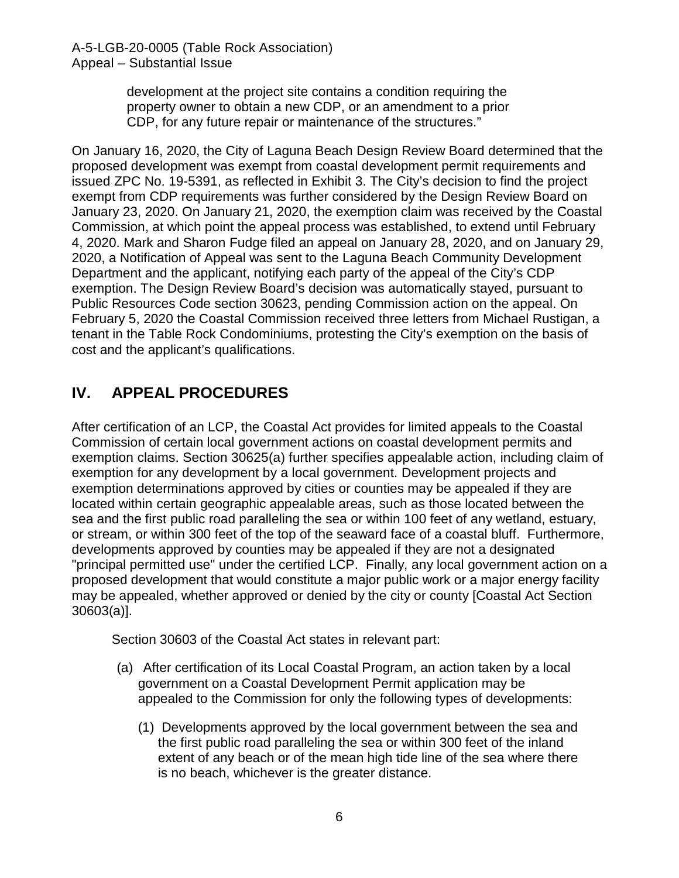development at the project site contains a condition requiring the property owner to obtain a new CDP, or an amendment to a prior CDP, for any future repair or maintenance of the structures."

On January 16, 2020, the City of Laguna Beach Design Review Board determined that the proposed development was exempt from coastal development permit requirements and issued ZPC No. 19-5391, as reflected in Exhibit 3. The City's decision to find the project exempt from CDP requirements was further considered by the Design Review Board on January 23, 2020. On January 21, 2020, the exemption claim was received by the Coastal Commission, at which point the appeal process was established, to extend until February 4, 2020. Mark and Sharon Fudge filed an appeal on January 28, 2020, and on January 29, 2020, a Notification of Appeal was sent to the Laguna Beach Community Development Department and the applicant, notifying each party of the appeal of the City's CDP exemption. The Design Review Board's decision was automatically stayed, pursuant to Public Resources Code section 30623, pending Commission action on the appeal. On February 5, 2020 the Coastal Commission received three letters from Michael Rustigan, a tenant in the Table Rock Condominiums, protesting the City's exemption on the basis of cost and the applicant's qualifications.

## IV. APPEAL PROCEDURES

After certification of an LCP, the Coastal Act provides for limited appeals to the Coastal Commission of certain local government actions on coastal development permits and exemption claims. Section 30625(a) further specifies appealable action, including claim of exemption for any development by a local government. Development projects and exemption determinations approved by cities or counties may be appealed if they are located within certain geographic appealable areas, such as those located between the sea and the first public road paralleling the sea or within 100 feet of any wetland, estuary, or stream, or within 300 feet of the top of the seaward face of a coastal bluff. Furthermore, developments approved by counties may be appealed if they are not a designated "principal permitted use" under the certified LCP. Finally, any local government action on a proposed development that would constitute a major public work or a major energy facility may be appealed, whether approved or denied by the city or county [Coastal Act Section 30603(a)].

Section 30603 of the Coastal Act states in relevant part:

(a) After certification of its Local Coastal Program, an action taken by a local government on a Coastal Development Permit application may be appealed to the Commission for only the following types of developments:

(1) Developments approved by the local government between the sea and the first public road paralleling the sea or within 300 feet of the inland extent of any beach or of the mean high tide line of the sea where there is no beach, whichever is the greater distance.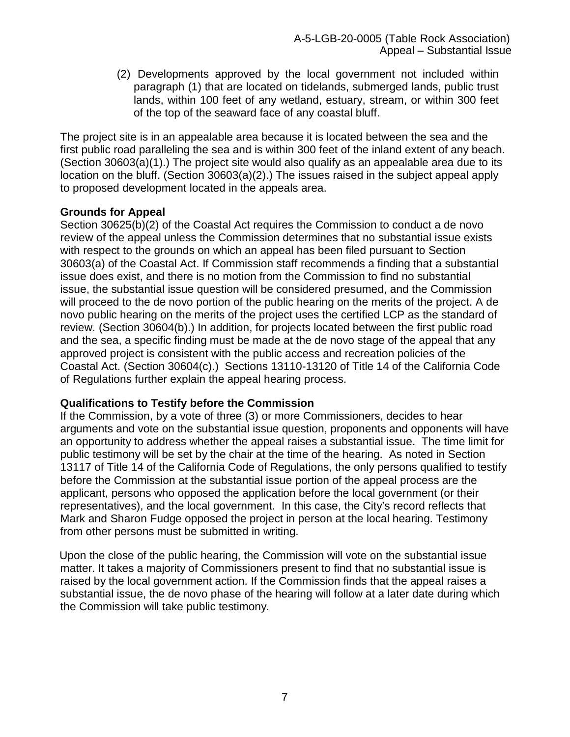(2) Developments approved by the local government not included within paragraph (1) that are located on tidelands, submerged lands, public trust lands, within 100 feet of any wetland, estuary, stream, or within 300 feet of the top of the seaward face of any coastal bluff.

The project site is in an appealable area because it is located between the sea and the first public road paralleling the sea and is within 300 feet of the inland extent of any beach. (Section 30603(a)(1).) The project site would also qualify as an appealable area due to its location on the bluff. (Section 30603(a)(2).) The issues raised in the subject appeal apply to proposed development located in the appeals area.

**Grounds for Appeal**

Section 30625(b)(2) of the Coastal Act requires the Commission to conduct a de novo review of the appeal unless the Commission determines that no substantial issue exists with respect to the grounds on which an appeal has been filed pursuant to Section 30603(a) of the Coastal Act. If Commission staff recommends a finding that a substantial issue does exist, and there is no motion from the Commission to find no substantial issue, the substantial issue question will be considered presumed, and the Commission will proceed to the de novo portion of the public hearing on the merits of the project. A de novo public hearing on the merits of the project uses the certified LCP as the standard of review. (Section 30604(b).) In addition, for projects located between the first public road and the sea, a specific finding must be made at the de novo stage of the appeal that any approved project is consistent with the public access and recreation policies of the Coastal Act. (Section 30604(c).) Sections 13110-13120 of Title 14 of the California Code of Regulations further explain the appeal hearing process.

**Qualifications to Testify before the Commission**

If the Commission, by a vote of three (3) or more Commissioners, decides to hear arguments and vote on the substantial issue question, proponents and opponents will have an opportunity to address whether the appeal raises a substantial issue. The time limit for public testimony will be set by the chair at the time of the hearing. As noted in Section 13117 of Title 14 of the California Code of Regulations, the only persons qualified to testify before the Commission at the substantial issue portion of the appeal process are the applicant, persons who opposed the application before the local government (or their representatives), and the local government. In this case, the City's record reflects that Mark and Sharon Fudge opposed the project in person at the local hearing. Testimony from other persons must be submitted in writing.

Upon the close of the public hearing, the Commission will vote on the substantial issue matter. It takes a majority of Commissioners present to find that no substantial issue is raised by the local government action. If the Commission finds that the appeal raises a substantial issue, the de novo phase of the hearing will follow at a later date during which the Commission will take public testimony.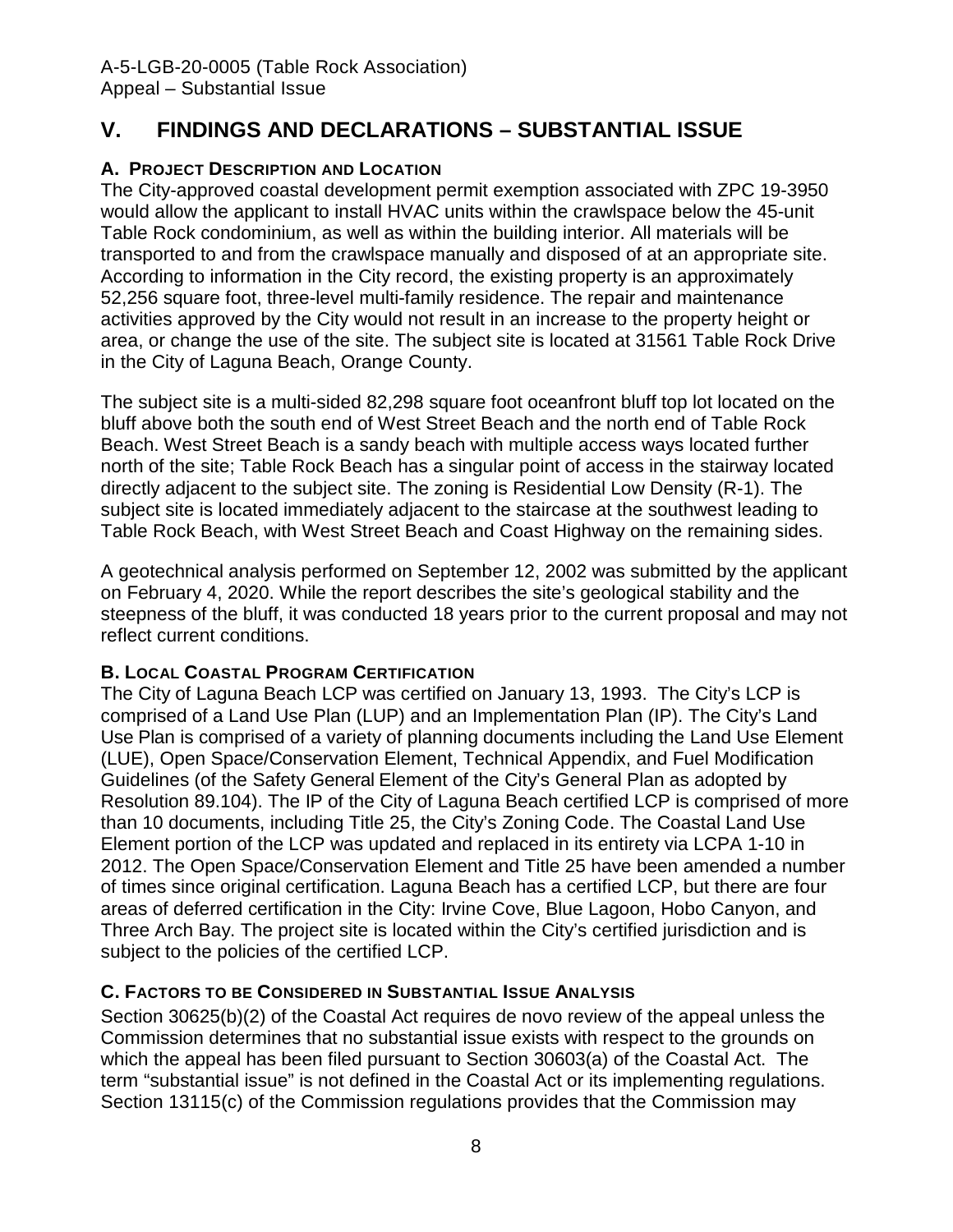# V. FINDINGS AND DECLARATIONS – SUBSTANTIAL ISSUE

## A. Project Description and Location

The City-approved coastal development permit exemption associated with ZPC 19-3950 would allow the applicant to install HVAC units within the crawlspace below the 45-unit Table Rock condominium, as well as within the building interior. All materials will be transported to and from the crawlspace manually and disposed of at an appropriate site. According to information in the City record, the existing property is an approximately 52,256 square foot, three-level multi-family residence. The repair and maintenance activities approved by the City would not result in an increase to the property height or area, or change the use of the site. The subject site is located at 31561 Table Rock Drive in the City of Laguna Beach, Orange County.

The subject site is a multi-sided 82,298 square foot oceanfront bluff top lot located on the bluff above both the south end of West Street Beach and the north end of Table Rock Beach. West Street Beach is a sandy beach with multiple access ways located further north of the site; Table Rock Beach has a singular point of access in the stairway located directly adjacent to the subject site. The zoning is Residential Low Density (R-1). The subject site is located immediately adjacent to the staircase at the southwest leading to Table Rock Beach, with West Street Beach and Coast Highway on the remaining sides.

A geotechnical analysis performed on September 12, 2002 was submitted by the applicant on February 4, 2020. While the report describes the site's geological stability and the steepness of the bluff, it was conducted 18 years prior to the current proposal and may not reflect current conditions.

## B. Local Coastal Program Certification

The City of Laguna Beach LCP was certified on January 13, 1993. The City's LCP is comprised of a Land Use Plan (LUP) and an Implementation Plan (IP). The City's Land Use Plan is comprised of a variety of planning documents including the Land Use Element (LUE), Open Space/Conservation Element, Technical Appendix, and Fuel Modification Guidelines (of the Safety General Element of the City's General Plan as adopted by Resolution 89.104). The IP of the City of Laguna Beach certified LCP is comprised of more than 10 documents, including Title 25, the City's Zoning Code. The Coastal Land Use Element portion of the LCP was updated and replaced in its entirety via LCPA 1-10 in 2012. The Open Space/Conservation Element and Title 25 have been amended a number of times since original certification. Laguna Beach has a certified LCP, but there are four areas of deferred certification in the City: Irvine Cove, Blue Lagoon, Hobo Canyon, and Three Arch Bay. The project site is located within the City's certified jurisdiction and is subject to the policies of the certified LCP.

## C. Factors to be Considered in Substantial Issue Analysis

Section 30625(b)(2) of the Coastal Act requires de novo review of the appeal unless the Commission determines that no substantial issue exists with respect to the grounds on which the appeal has been filed pursuant to Section 30603(a) of the Coastal Act. The term "substantial issue" is not defined in the Coastal Act or its implementing regulations. Section 13115(c) of the Commission regulations provides that the Commission may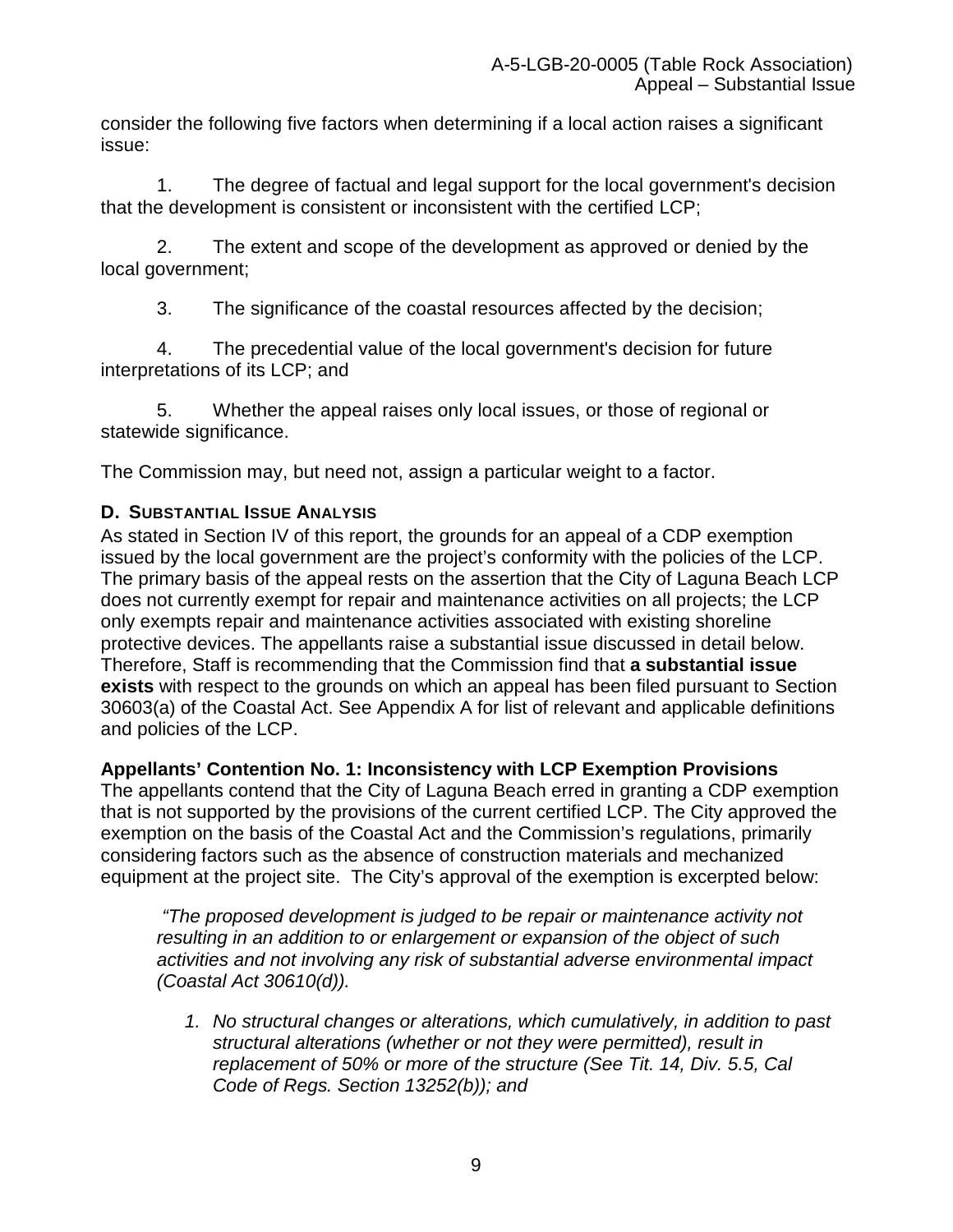consider the following five factors when determining if a local action raises a significant issue:

1. The degree of factual and legal support for the local government's decision that the development is consistent or inconsistent with the certified LCP;

2. The extent and scope of the development as approved or denied by the local government;

3. The significance of the coastal resources affected by the decision;

4. The precedential value of the local government's decision for future interpretations of its LCP; and

5. Whether the appeal raises only local issues, or those of regional or statewide significance.

The Commission may, but need not, assign a particular weight to a factor.

### D. Substantial Issue Analysis

As stated in Section IV of this report, the grounds for an appeal of a CDP exemption issued by the local government are the project's conformity with the policies of the LCP. The primary basis of the appeal rests on the assertion that the City of Laguna Beach LCP does not currently exempt for repair and maintenance activities on all projects; the LCP only exempts repair and maintenance activities associated with existing shoreline protective devices. The appellants raise a substantial issue discussed in detail below. Therefore, Staff is recommending that the Commission find that **a substantial issue exists** with respect to the grounds on which an appeal has been filed pursuant to Section 30603(a) of the Coastal Act. See Appendix A for list of relevant and applicable definitions and policies of the LCP.

**Appellants' Contention No. 1: Inconsistency with LCP Exemption Provisions**

The appellants contend that the City of Laguna Beach erred in granting a CDP exemption that is not supported by the provisions of the current certified LCP. The City approved the exemption on the basis of the Coastal Act and the Commission's regulations, primarily considering factors such as the absence of construction materials and mechanized equipment at the project site. The City's approval of the exemption is excerpted below:

> *"The proposed development is judged to be repair or maintenance activity not resulting in an addition to or enlargement or expansion of the object of such activities and not involving any risk of substantial adverse environmental impact (Coastal Act 30610(d)).*
>
> 1. *No structural changes or alterations, which cumulatively, in addition to past structural alterations (whether or not they were permitted), result in replacement of 50% or more of the structure (See Tit. 14, Div. 5.5, Cal Code of Regs. Section 13252(b)); and*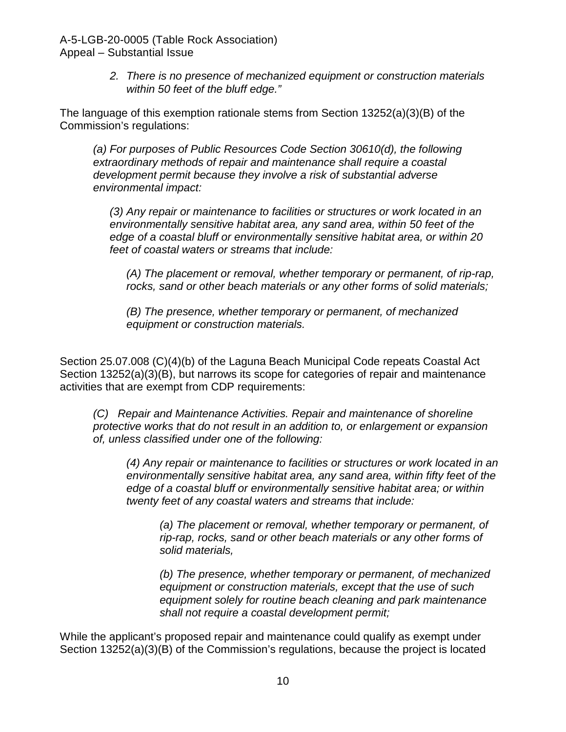*2. There is no presence of mechanized equipment or construction materials within 50 feet of the bluff edge."*

The language of this exemption rationale stems from Section 13252(a)(3)(B) of the Commission's regulations:

> *(a) For purposes of Public Resources Code Section 30610(d), the following extraordinary methods of repair and maintenance shall require a coastal development permit because they involve a risk of substantial adverse environmental impact:*
>
> > *(3) Any repair or maintenance to facilities or structures or work located in an environmentally sensitive habitat area, any sand area, within 50 feet of the edge of a coastal bluff or environmentally sensitive habitat area, or within 20 feet of coastal waters or streams that include:*
> >
> > > *(A) The placement or removal, whether temporary or permanent, of rip-rap, rocks, sand or other beach materials or any other forms of solid materials;*
> > >
> > > *(B) The presence, whether temporary or permanent, of mechanized equipment or construction materials.*

Section 25.07.008 (C)(4)(b) of the Laguna Beach Municipal Code repeats Coastal Act Section 13252(a)(3)(B), but narrows its scope for categories of repair and maintenance activities that are exempt from CDP requirements:

> *(C) Repair and Maintenance Activities. Repair and maintenance of shoreline protective works that do not result in an addition to, or enlargement or expansion of, unless classified under one of the following:*
>
> > *(4) Any repair or maintenance to facilities or structures or work located in an environmentally sensitive habitat area, any sand area, within fifty feet of the edge of a coastal bluff or environmentally sensitive habitat area; or within twenty feet of any coastal waters and streams that include:*
> >
> > > *(a) The placement or removal, whether temporary or permanent, of rip-rap, rocks, sand or other beach materials or any other forms of solid materials,*
> > >
> > > *(b) The presence, whether temporary or permanent, of mechanized equipment or construction materials, except that the use of such equipment solely for routine beach cleaning and park maintenance shall not require a coastal development permit;*

While the applicant's proposed repair and maintenance could qualify as exempt under Section 13252(a)(3)(B) of the Commission's regulations, because the project is located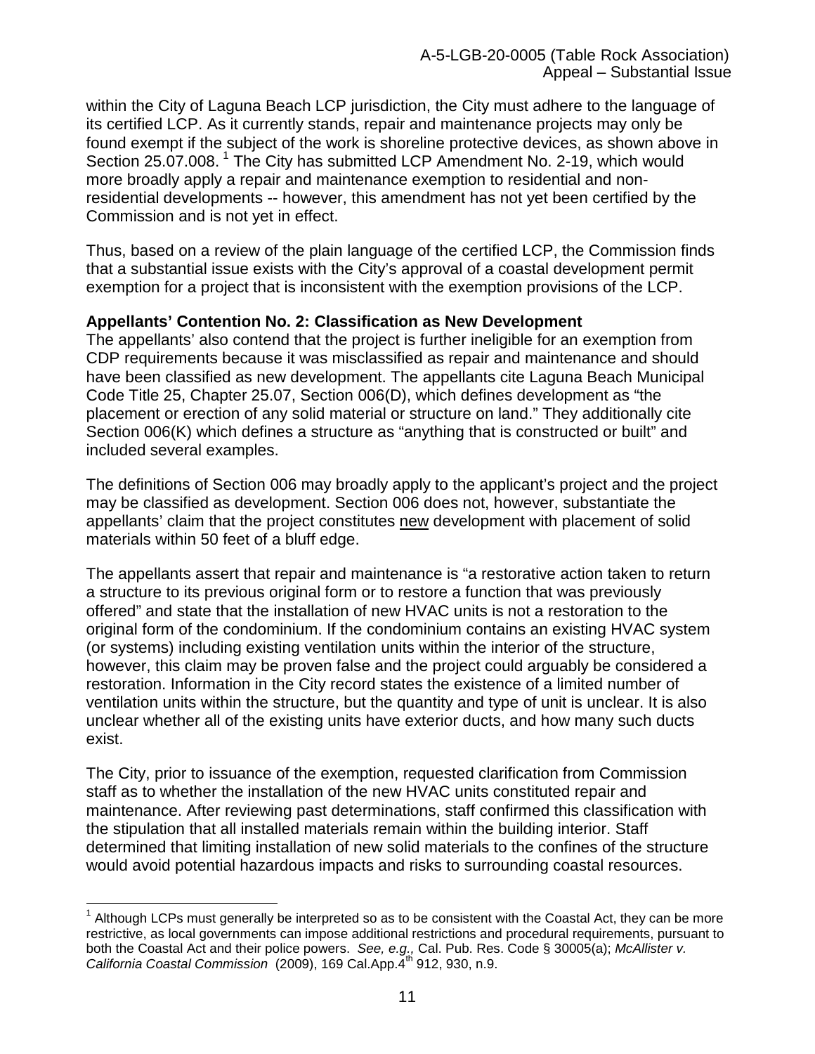within the City of Laguna Beach LCP jurisdiction, the City must adhere to the language of its certified LCP. As it currently stands, repair and maintenance projects may only be found exempt if the subject of the work is shoreline protective devices, as shown above in Section 25.07.008.[1] The City has submitted LCP Amendment No. 2-19, which would more broadly apply a repair and maintenance exemption to residential and non-residential developments -- however, this amendment has not yet been certified by the Commission and is not yet in effect.

Thus, based on a review of the plain language of the certified LCP, the Commission finds that a substantial issue exists with the City's approval of a coastal development permit exemption for a project that is inconsistent with the exemption provisions of the LCP.

**Appellants' Contention No. 2: Classification as New Development**

The appellants' also contend that the project is further ineligible for an exemption from CDP requirements because it was misclassified as repair and maintenance and should have been classified as new development. The appellants cite Laguna Beach Municipal Code Title 25, Chapter 25.07, Section 006(D), which defines development as "the placement or erection of any solid material or structure on land." They additionally cite Section 006(K) which defines a structure as "anything that is constructed or built" and included several examples.

The definitions of Section 006 may broadly apply to the applicant's project and the project may be classified as development. Section 006 does not, however, substantiate the appellants' claim that the project constitutes new development with placement of solid materials within 50 feet of a bluff edge.

The appellants assert that repair and maintenance is "a restorative action taken to return a structure to its previous original form or to restore a function that was previously offered" and state that the installation of new HVAC units is not a restoration to the original form of the condominium. If the condominium contains an existing HVAC system (or systems) including existing ventilation units within the interior of the structure, however, this claim may be proven false and the project could arguably be considered a restoration. Information in the City record states the existence of a limited number of ventilation units within the structure, but the quantity and type of unit is unclear. It is also unclear whether all of the existing units have exterior ducts, and how many such ducts exist.

The City, prior to issuance of the exemption, requested clarification from Commission staff as to whether the installation of the new HVAC units constituted repair and maintenance. After reviewing past determinations, staff confirmed this classification with the stipulation that all installed materials remain within the building interior. Staff determined that limiting installation of new solid materials to the confines of the structure would avoid potential hazardous impacts and risks to surrounding coastal resources.

---

[1] Although LCPs must generally be interpreted so as to be consistent with the Coastal Act, they can be more restrictive, as local governments can impose additional restrictions and procedural requirements, pursuant to both the Coastal Act and their police powers. *See, e.g.,* Cal. Pub. Res. Code § 30005(a); *McAllister v. California Coastal Commission* (2009), 169 Cal.App.4th 912, 930, n.9.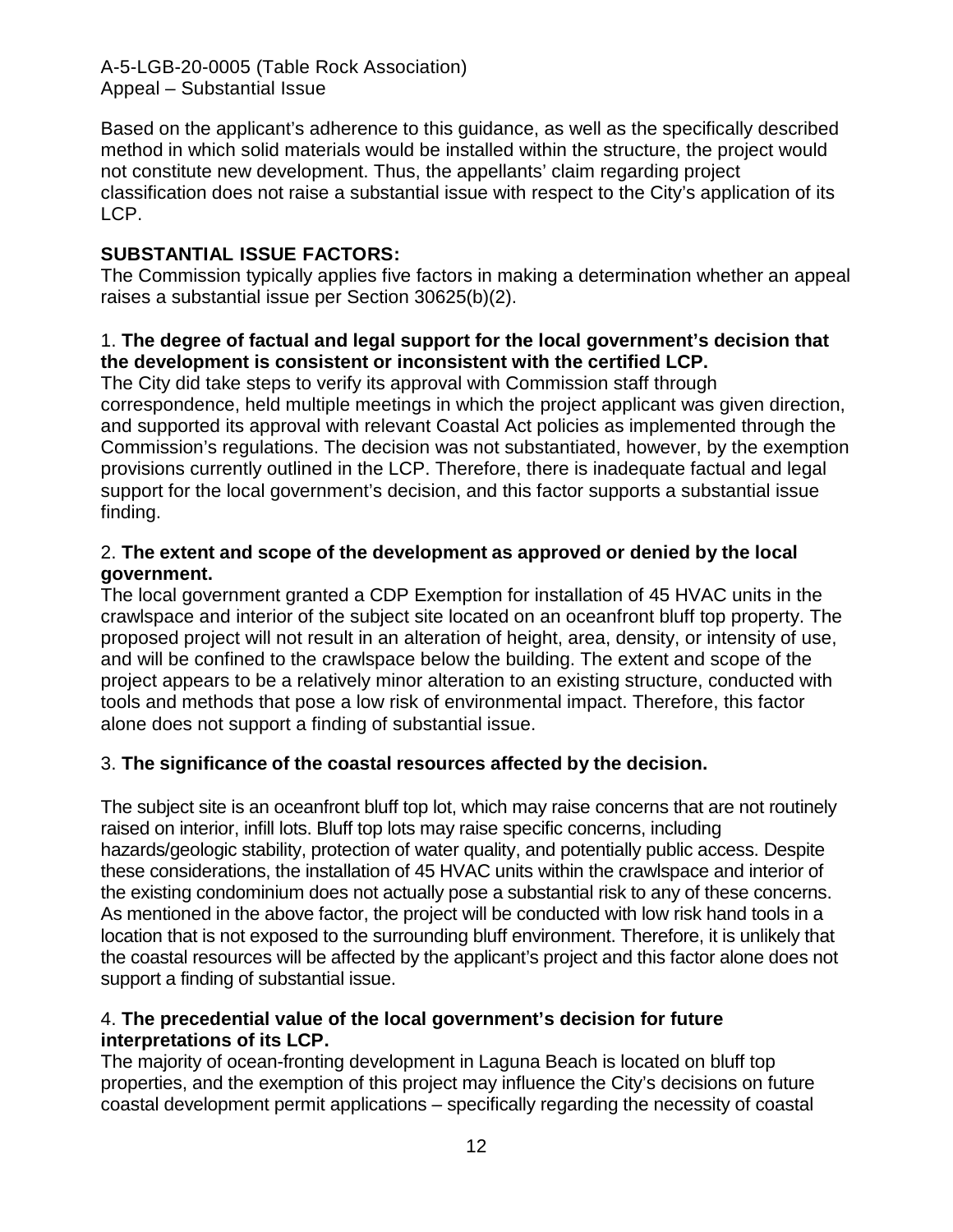Based on the applicant's adherence to this guidance, as well as the specifically described method in which solid materials would be installed within the structure, the project would not constitute new development. Thus, the appellants' claim regarding project classification does not raise a substantial issue with respect to the City's application of its LCP.

**SUBSTANTIAL ISSUE FACTORS:**

The Commission typically applies five factors in making a determination whether an appeal raises a substantial issue per Section 30625(b)(2).

1. **The degree of factual and legal support for the local government's decision that the development is consistent or inconsistent with the certified LCP.**

The City did take steps to verify its approval with Commission staff through correspondence, held multiple meetings in which the project applicant was given direction, and supported its approval with relevant Coastal Act policies as implemented through the Commission's regulations. The decision was not substantiated, however, by the exemption provisions currently outlined in the LCP. Therefore, there is inadequate factual and legal support for the local government's decision, and this factor supports a substantial issue finding.

2. **The extent and scope of the development as approved or denied by the local government.**

The local government granted a CDP Exemption for installation of 45 HVAC units in the crawlspace and interior of the subject site located on an oceanfront bluff top property. The proposed project will not result in an alteration of height, area, density, or intensity of use, and will be confined to the crawlspace below the building. The extent and scope of the project appears to be a relatively minor alteration to an existing structure, conducted with tools and methods that pose a low risk of environmental impact. Therefore, this factor alone does not support a finding of substantial issue.

3. **The significance of the coastal resources affected by the decision.**

The subject site is an oceanfront bluff top lot, which may raise concerns that are not routinely raised on interior, infill lots. Bluff top lots may raise specific concerns, including hazards/geologic stability, protection of water quality, and potentially public access. Despite these considerations, the installation of 45 HVAC units within the crawlspace and interior of the existing condominium does not actually pose a substantial risk to any of these concerns. As mentioned in the above factor, the project will be conducted with low risk hand tools in a location that is not exposed to the surrounding bluff environment. Therefore, it is unlikely that the coastal resources will be affected by the applicant's project and this factor alone does not support a finding of substantial issue.

4. **The precedential value of the local government's decision for future interpretations of its LCP.**

The majority of ocean-fronting development in Laguna Beach is located on bluff top properties, and the exemption of this project may influence the City's decisions on future coastal development permit applications – specifically regarding the necessity of coastal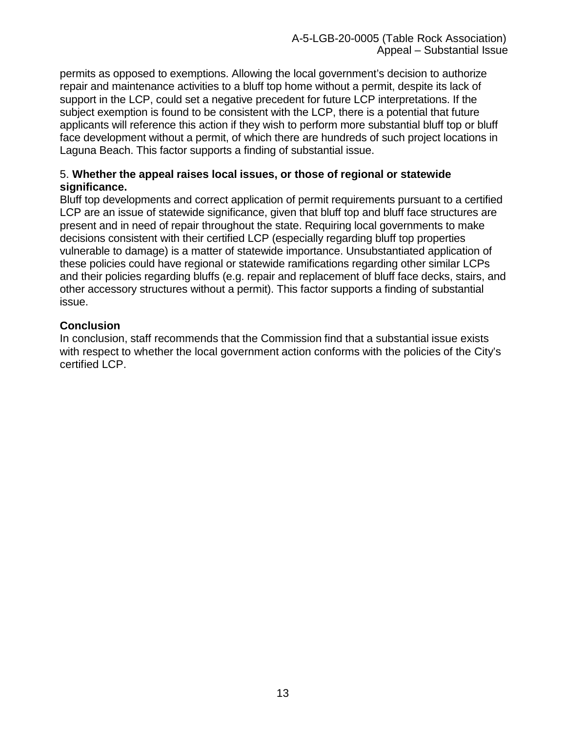permits as opposed to exemptions. Allowing the local government's decision to authorize repair and maintenance activities to a bluff top home without a permit, despite its lack of support in the LCP, could set a negative precedent for future LCP interpretations. If the subject exemption is found to be consistent with the LCP, there is a potential that future applicants will reference this action if they wish to perform more substantial bluff top or bluff face development without a permit, of which there are hundreds of such project locations in Laguna Beach. This factor supports a finding of substantial issue.

5. **Whether the appeal raises local issues, or those of regional or statewide significance.**

Bluff top developments and correct application of permit requirements pursuant to a certified LCP are an issue of statewide significance, given that bluff top and bluff face structures are present and in need of repair throughout the state. Requiring local governments to make decisions consistent with their certified LCP (especially regarding bluff top properties vulnerable to damage) is a matter of statewide importance. Unsubstantiated application of these policies could have regional or statewide ramifications regarding other similar LCPs and their policies regarding bluffs (e.g. repair and replacement of bluff face decks, stairs, and other accessory structures without a permit). This factor supports a finding of substantial issue.

**Conclusion**

In conclusion, staff recommends that the Commission find that a substantial issue exists with respect to whether the local government action conforms with the policies of the City's certified LCP.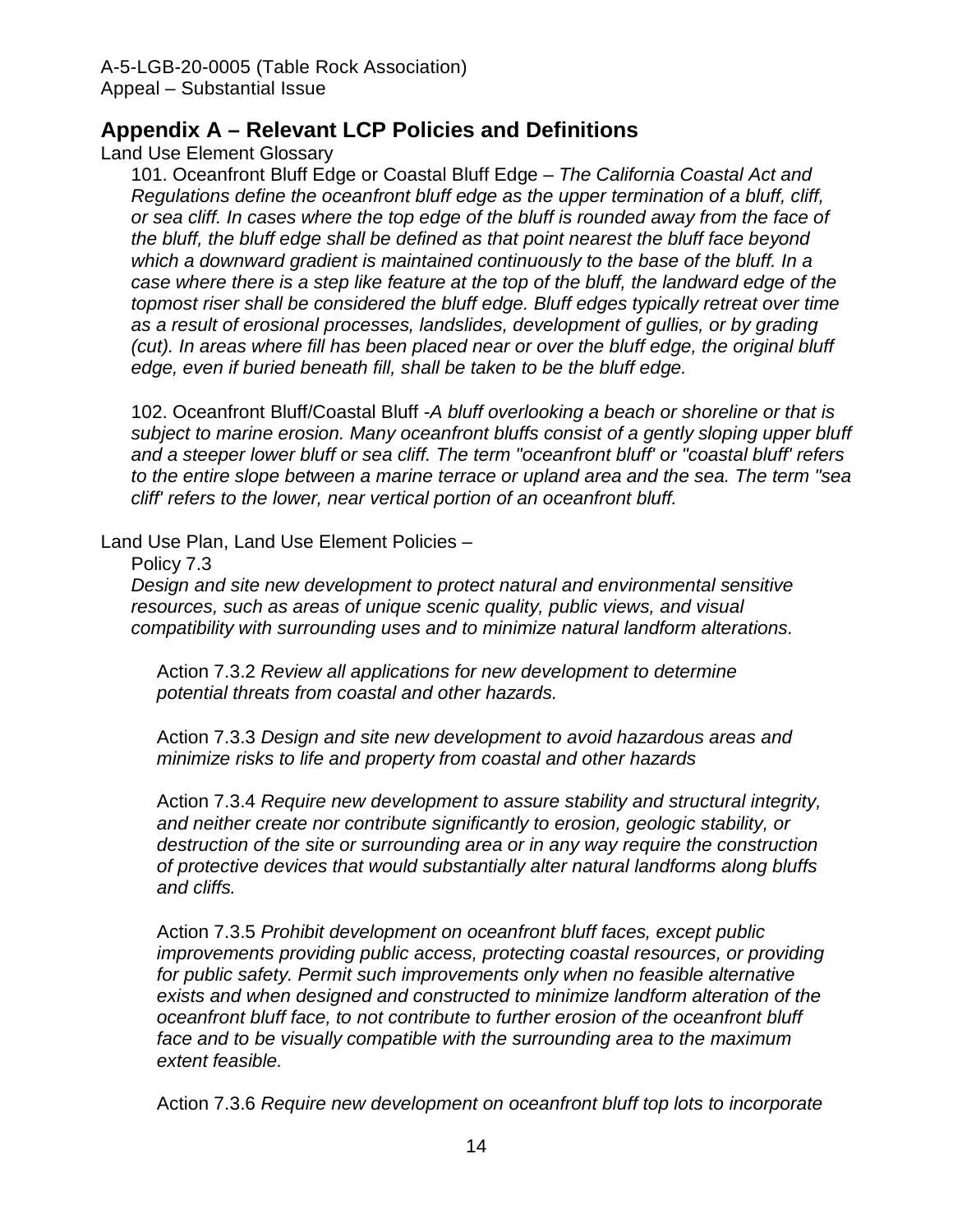## Appendix A – Relevant LCP Policies and Definitions

Land Use Element Glossary

101. Oceanfront Bluff Edge or Coastal Bluff Edge – *The California Coastal Act and Regulations define the oceanfront bluff edge as the upper termination of a bluff, cliff, or sea cliff. In cases where the top edge of the bluff is rounded away from the face of the bluff, the bluff edge shall be defined as that point nearest the bluff face beyond which a downward gradient is maintained continuously to the base of the bluff. In a case where there is a step like feature at the top of the bluff, the landward edge of the topmost riser shall be considered the bluff edge. Bluff edges typically retreat over time as a result of erosional processes, landslides, development of gullies, or by grading (cut). In areas where fill has been placed near or over the bluff edge, the original bluff edge, even if buried beneath fill, shall be taken to be the bluff edge.*

102. Oceanfront Bluff/Coastal Bluff -*A bluff overlooking a beach or shoreline or that is subject to marine erosion. Many oceanfront bluffs consist of a gently sloping upper bluff and a steeper lower bluff or sea cliff. The term "oceanfront bluff' or "coastal bluff' refers to the entire slope between a marine terrace or upland area and the sea. The term "sea cliff' refers to the lower, near vertical portion of an oceanfront bluff.*

Land Use Plan, Land Use Element Policies –

Policy 7.3

*Design and site new development to protect natural and environmental sensitive resources, such as areas of unique scenic quality, public views, and visual compatibility with surrounding uses and to minimize natural landform alterations.*

Action 7.3.2 *Review all applications for new development to determine potential threats from coastal and other hazards.*

Action 7.3.3 *Design and site new development to avoid hazardous areas and minimize risks to life and property from coastal and other hazards*

Action 7.3.4 *Require new development to assure stability and structural integrity, and neither create nor contribute significantly to erosion, geologic stability, or destruction of the site or surrounding area or in any way require the construction of protective devices that would substantially alter natural landforms along bluffs and cliffs.*

Action 7.3.5 *Prohibit development on oceanfront bluff faces, except public improvements providing public access, protecting coastal resources, or providing for public safety. Permit such improvements only when no feasible alternative exists and when designed and constructed to minimize landform alteration of the oceanfront bluff face, to not contribute to further erosion of the oceanfront bluff face and to be visually compatible with the surrounding area to the maximum extent feasible.*

Action 7.3.6 *Require new development on oceanfront bluff top lots to incorporate*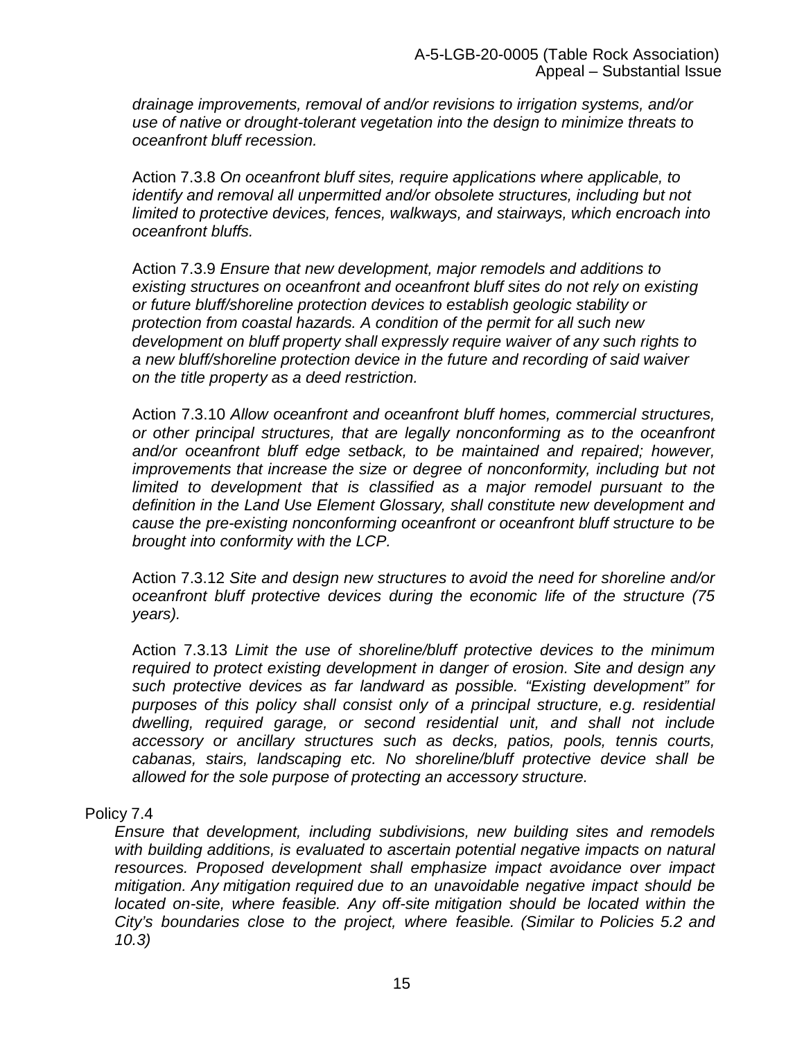*drainage improvements, removal of and/or revisions to irrigation systems, and/or use of native or drought-tolerant vegetation into the design to minimize threats to oceanfront bluff recession.*

Action 7.3.8 *On oceanfront bluff sites, require applications where applicable, to identify and removal all unpermitted and/or obsolete structures, including but not limited to protective devices, fences, walkways, and stairways, which encroach into oceanfront bluffs.*

Action 7.3.9 *Ensure that new development, major remodels and additions to existing structures on oceanfront and oceanfront bluff sites do not rely on existing or future bluff/shoreline protection devices to establish geologic stability or protection from coastal hazards. A condition of the permit for all such new development on bluff property shall expressly require waiver of any such rights to a new bluff/shoreline protection device in the future and recording of said waiver on the title property as a deed restriction.*

Action 7.3.10 *Allow oceanfront and oceanfront bluff homes, commercial structures, or other principal structures, that are legally nonconforming as to the oceanfront and/or oceanfront bluff edge setback, to be maintained and repaired; however, improvements that increase the size or degree of nonconformity, including but not limited to development that is classified as a major remodel pursuant to the definition in the Land Use Element Glossary, shall constitute new development and cause the pre-existing nonconforming oceanfront or oceanfront bluff structure to be brought into conformity with the LCP.*

Action 7.3.12 *Site and design new structures to avoid the need for shoreline and/or oceanfront bluff protective devices during the economic life of the structure (75 years).*

Action 7.3.13 *Limit the use of shoreline/bluff protective devices to the minimum required to protect existing development in danger of erosion. Site and design any such protective devices as far landward as possible. "Existing development" for purposes of this policy shall consist only of a principal structure, e.g. residential dwelling, required garage, or second residential unit, and shall not include accessory or ancillary structures such as decks, patios, pools, tennis courts, cabanas, stairs, landscaping etc. No shoreline/bluff protective device shall be allowed for the sole purpose of protecting an accessory structure.*

Policy 7.4

*Ensure that development, including subdivisions, new building sites and remodels with building additions, is evaluated to ascertain potential negative impacts on natural resources. Proposed development shall emphasize impact avoidance over impact mitigation. Any mitigation required due to an unavoidable negative impact should be located on-site, where feasible. Any off-site mitigation should be located within the City's boundaries close to the project, where feasible. (Similar to Policies 5.2 and 10.3)*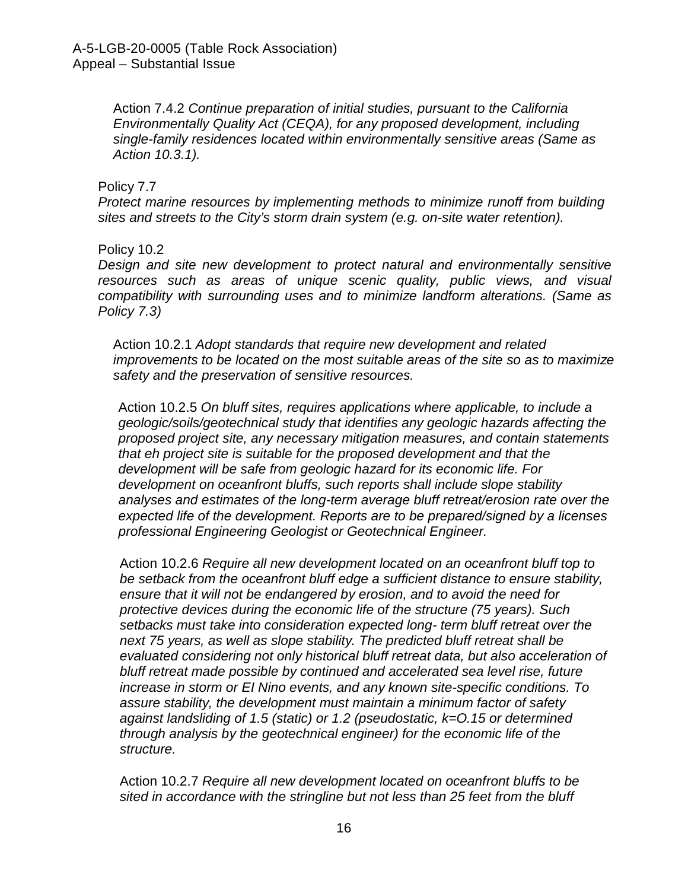Action 7.4.2 *Continue preparation of initial studies, pursuant to the California Environmentally Quality Act (CEQA), for any proposed development, including single-family residences located within environmentally sensitive areas (Same as Action 10.3.1).*

Policy 7.7
*Protect marine resources by implementing methods to minimize runoff from building sites and streets to the City's storm drain system (e.g. on-site water retention).*

Policy 10.2
*Design and site new development to protect natural and environmentally sensitive resources such as areas of unique scenic quality, public views, and visual compatibility with surrounding uses and to minimize landform alterations. (Same as Policy 7.3)*

Action 10.2.1 *Adopt standards that require new development and related improvements to be located on the most suitable areas of the site so as to maximize safety and the preservation of sensitive resources.*

Action 10.2.5 *On bluff sites, requires applications where applicable, to include a geologic/soils/geotechnical study that identifies any geologic hazards affecting the proposed project site, any necessary mitigation measures, and contain statements that eh project site is suitable for the proposed development and that the development will be safe from geologic hazard for its economic life. For development on oceanfront bluffs, such reports shall include slope stability analyses and estimates of the long-term average bluff retreat/erosion rate over the expected life of the development. Reports are to be prepared/signed by a licenses professional Engineering Geologist or Geotechnical Engineer.*

Action 10.2.6 *Require all new development located on an oceanfront bluff top to be setback from the oceanfront bluff edge a sufficient distance to ensure stability, ensure that it will not be endangered by erosion, and to avoid the need for protective devices during the economic life of the structure (75 years). Such setbacks must take into consideration expected long- term bluff retreat over the next 75 years, as well as slope stability. The predicted bluff retreat shall be evaluated considering not only historical bluff retreat data, but also acceleration of bluff retreat made possible by continued and accelerated sea level rise, future increase in storm or EI Nino events, and any known site-specific conditions. To assure stability, the development must maintain a minimum factor of safety against landsliding of 1.5 (static) or 1.2 (pseudostatic, k=O.15 or determined through analysis by the geotechnical engineer) for the economic life of the structure.*

Action 10.2.7 *Require all new development located on oceanfront bluffs to be sited in accordance with the stringline but not less than 25 feet from the bluff*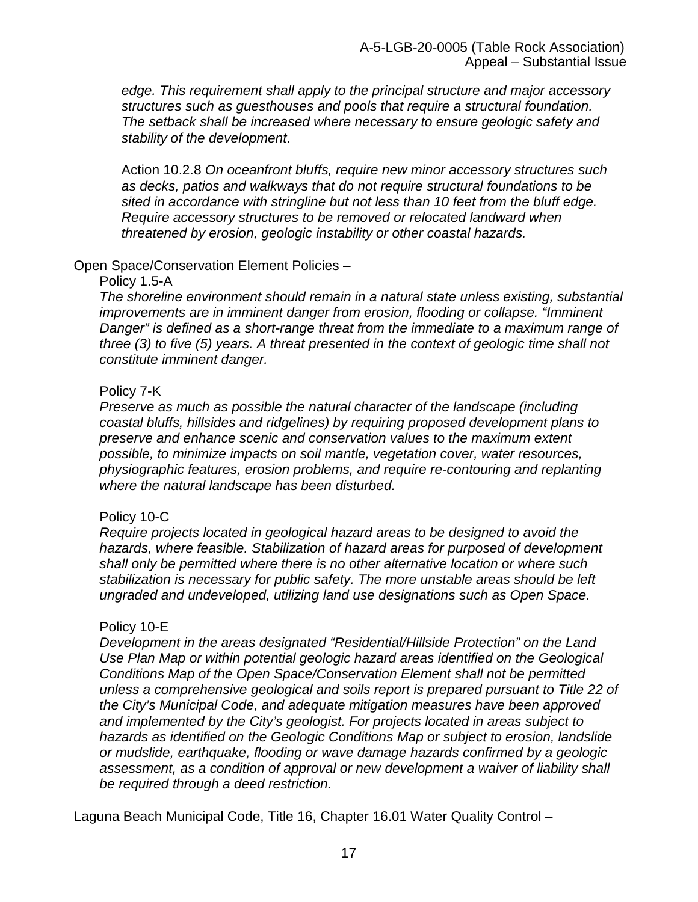*edge. This requirement shall apply to the principal structure and major accessory structures such as guesthouses and pools that require a structural foundation. The setback shall be increased where necessary to ensure geologic safety and stability of the development.*

Action 10.2.8 *On oceanfront bluffs, require new minor accessory structures such as decks, patios and walkways that do not require structural foundations to be sited in accordance with stringline but not less than 10 feet from the bluff edge. Require accessory structures to be removed or relocated landward when threatened by erosion, geologic instability or other coastal hazards.*

Open Space/Conservation Element Policies –

Policy 1.5-A

*The shoreline environment should remain in a natural state unless existing, substantial improvements are in imminent danger from erosion, flooding or collapse. "Imminent Danger" is defined as a short-range threat from the immediate to a maximum range of three (3) to five (5) years. A threat presented in the context of geologic time shall not constitute imminent danger.*

Policy 7-K

*Preserve as much as possible the natural character of the landscape (including coastal bluffs, hillsides and ridgelines) by requiring proposed development plans to preserve and enhance scenic and conservation values to the maximum extent possible, to minimize impacts on soil mantle, vegetation cover, water resources, physiographic features, erosion problems, and require re-contouring and replanting where the natural landscape has been disturbed.*

Policy 10-C

*Require projects located in geological hazard areas to be designed to avoid the hazards, where feasible. Stabilization of hazard areas for purposed of development shall only be permitted where there is no other alternative location or where such stabilization is necessary for public safety. The more unstable areas should be left ungraded and undeveloped, utilizing land use designations such as Open Space.*

Policy 10-E

*Development in the areas designated "Residential/Hillside Protection" on the Land Use Plan Map or within potential geologic hazard areas identified on the Geological Conditions Map of the Open Space/Conservation Element shall not be permitted unless a comprehensive geological and soils report is prepared pursuant to Title 22 of the City's Municipal Code, and adequate mitigation measures have been approved and implemented by the City's geologist. For projects located in areas subject to hazards as identified on the Geologic Conditions Map or subject to erosion, landslide or mudslide, earthquake, flooding or wave damage hazards confirmed by a geologic assessment, as a condition of approval or new development a waiver of liability shall be required through a deed restriction.*

Laguna Beach Municipal Code, Title 16, Chapter 16.01 Water Quality Control –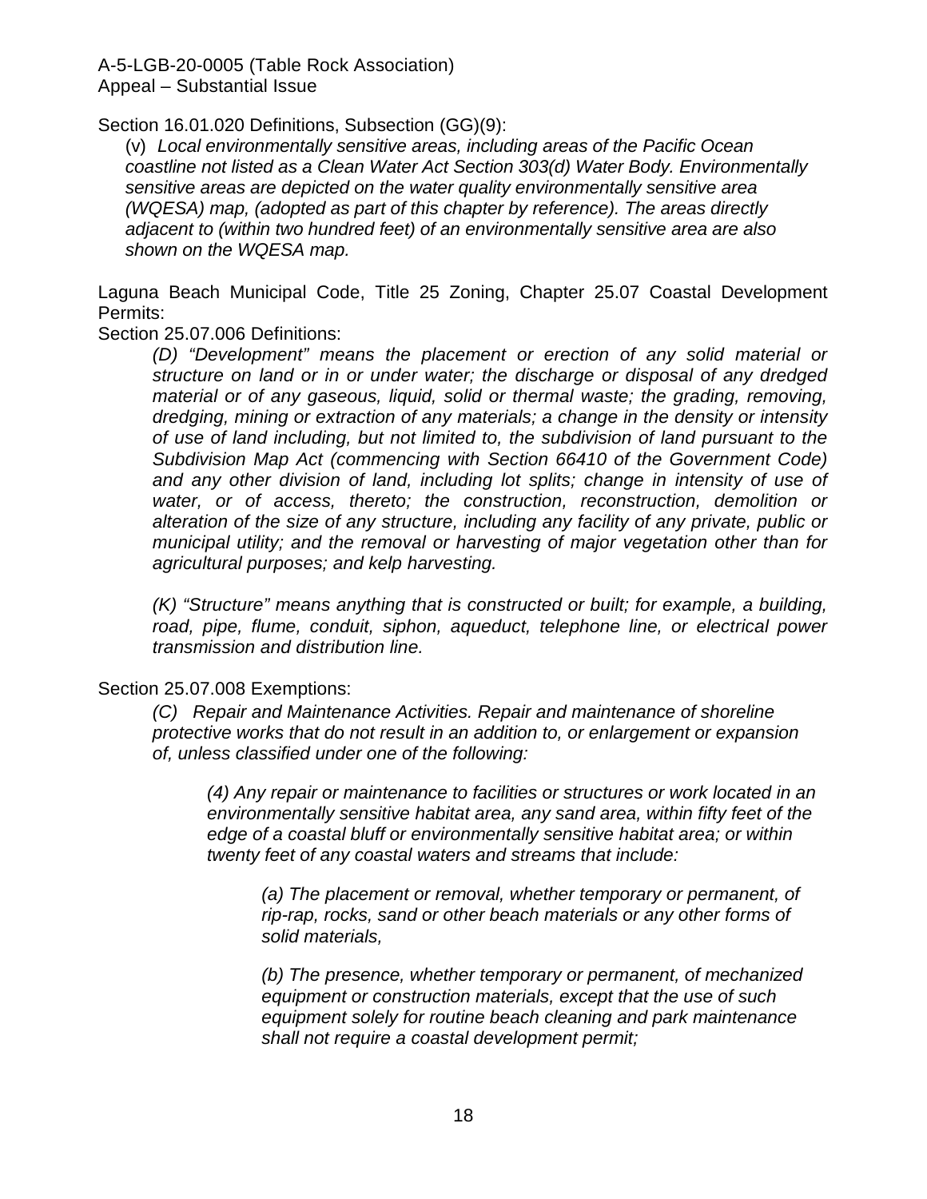Section 16.01.020 Definitions, Subsection (GG)(9):

(v) *Local environmentally sensitive areas, including areas of the Pacific Ocean coastline not listed as a Clean Water Act Section 303(d) Water Body. Environmentally sensitive areas are depicted on the water quality environmentally sensitive area (WQESA) map, (adopted as part of this chapter by reference). The areas directly adjacent to (within two hundred feet) of an environmentally sensitive area are also shown on the WQESA map.*

Laguna Beach Municipal Code, Title 25 Zoning, Chapter 25.07 Coastal Development Permits:

Section 25.07.006 Definitions:

*(D) "Development" means the placement or erection of any solid material or structure on land or in or under water; the discharge or disposal of any dredged material or of any gaseous, liquid, solid or thermal waste; the grading, removing, dredging, mining or extraction of any materials; a change in the density or intensity of use of land including, but not limited to, the subdivision of land pursuant to the Subdivision Map Act (commencing with Section 66410 of the Government Code) and any other division of land, including lot splits; change in intensity of use of water, or of access, thereto; the construction, reconstruction, demolition or alteration of the size of any structure, including any facility of any private, public or municipal utility; and the removal or harvesting of major vegetation other than for agricultural purposes; and kelp harvesting.*

*(K) "Structure" means anything that is constructed or built; for example, a building, road, pipe, flume, conduit, siphon, aqueduct, telephone line, or electrical power transmission and distribution line.*

Section 25.07.008 Exemptions:

*(C) Repair and Maintenance Activities. Repair and maintenance of shoreline protective works that do not result in an addition to, or enlargement or expansion of, unless classified under one of the following:*

*(4) Any repair or maintenance to facilities or structures or work located in an environmentally sensitive habitat area, any sand area, within fifty feet of the edge of a coastal bluff or environmentally sensitive habitat area; or within twenty feet of any coastal waters and streams that include:*

*(a) The placement or removal, whether temporary or permanent, of rip-rap, rocks, sand or other beach materials or any other forms of solid materials,*

*(b) The presence, whether temporary or permanent, of mechanized equipment or construction materials, except that the use of such equipment solely for routine beach cleaning and park maintenance shall not require a coastal development permit;*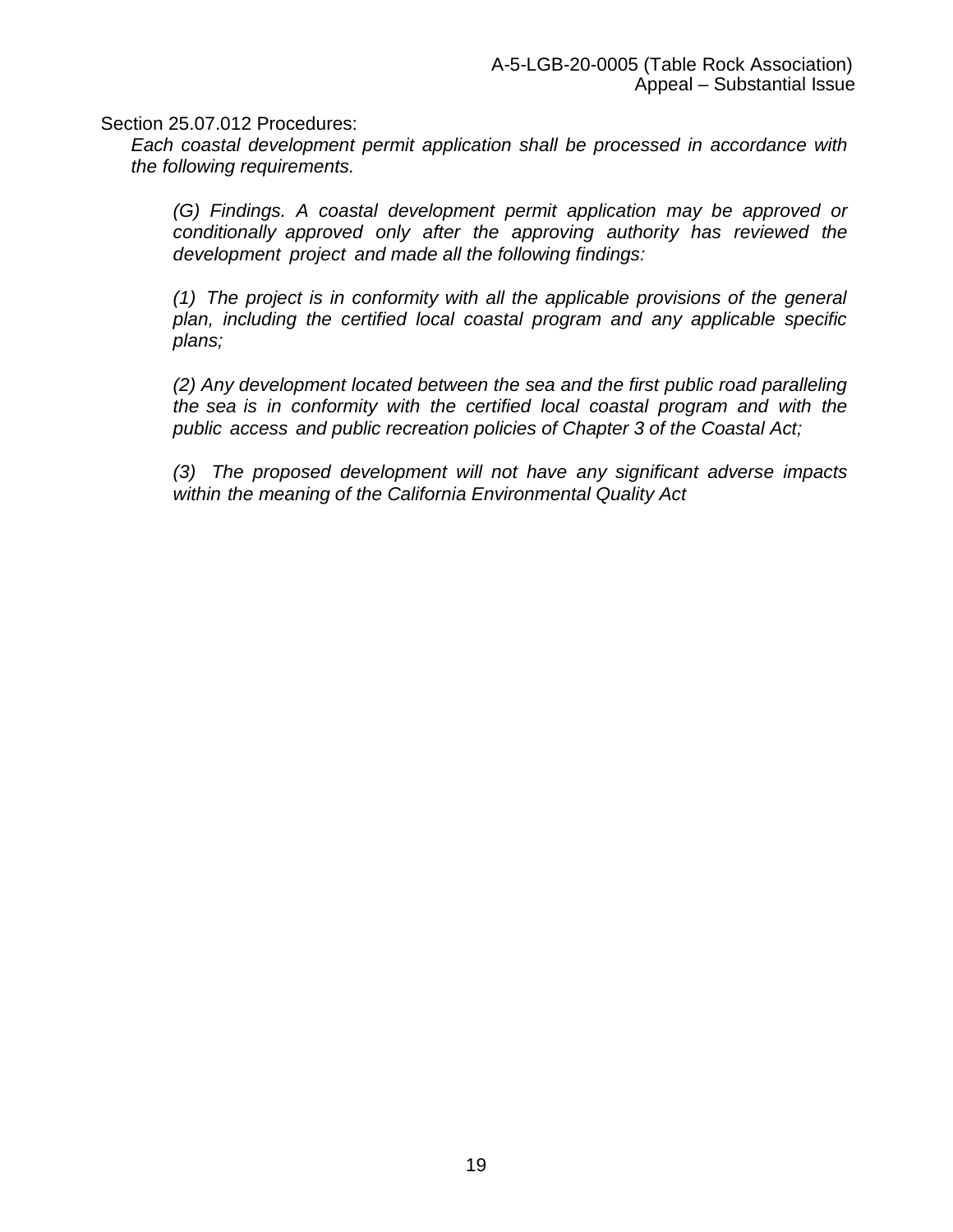Section 25.07.012 Procedures:

*Each coastal development permit application shall be processed in accordance with the following requirements.*

*(G) Findings. A coastal development permit application may be approved or conditionally approved only after the approving authority has reviewed the development project and made all the following findings:*

*(1) The project is in conformity with all the applicable provisions of the general plan, including the certified local coastal program and any applicable specific plans;*

*(2) Any development located between the sea and the first public road paralleling the sea is in conformity with the certified local coastal program and with the public access and public recreation policies of Chapter 3 of the Coastal Act;*

*(3) The proposed development will not have any significant adverse impacts within the meaning of the California Environmental Quality Act*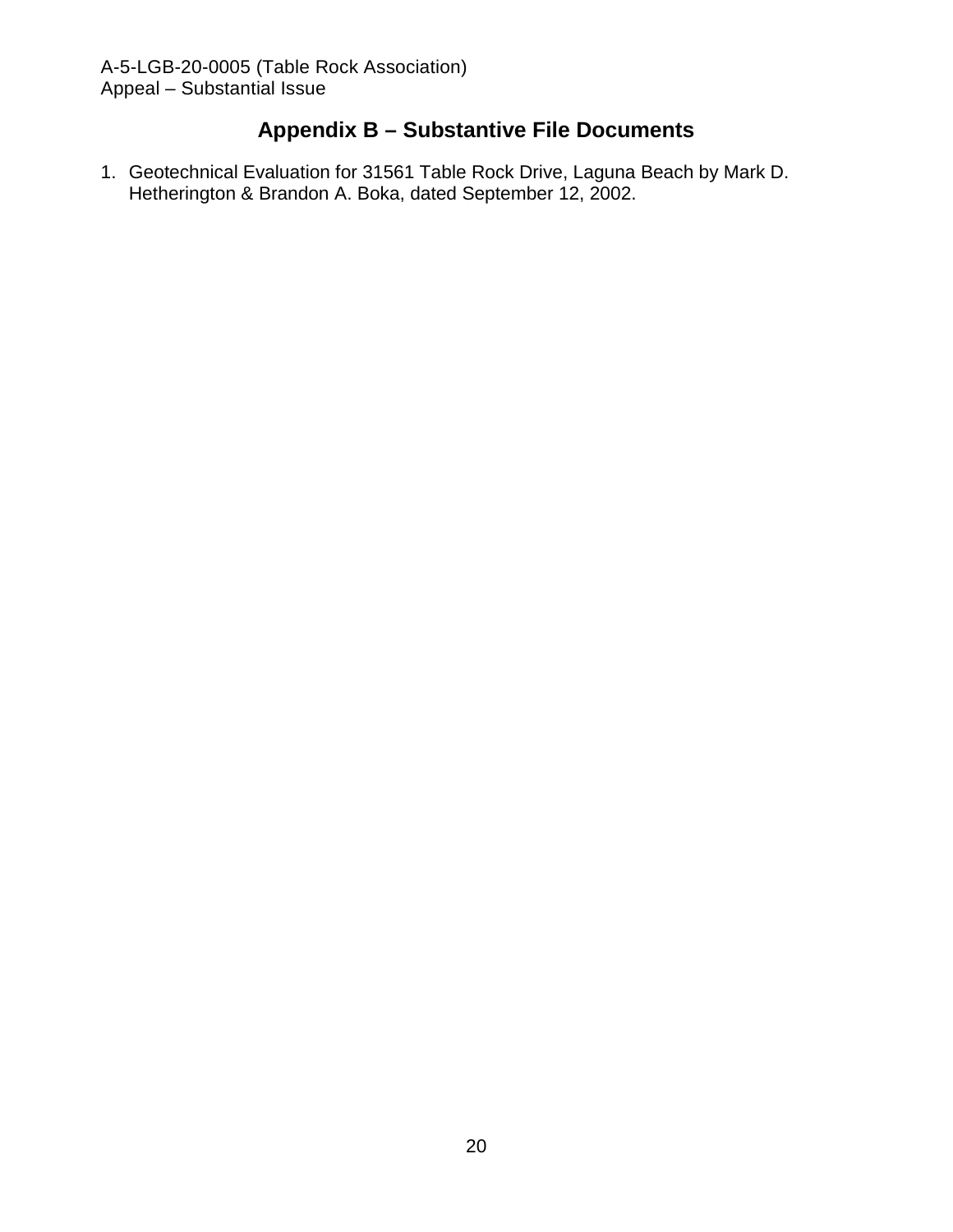# Appendix B – Substantive File Documents

1. Geotechnical Evaluation for 31561 Table Rock Drive, Laguna Beach by Mark D. Hetherington & Brandon A. Boka, dated September 12, 2002.